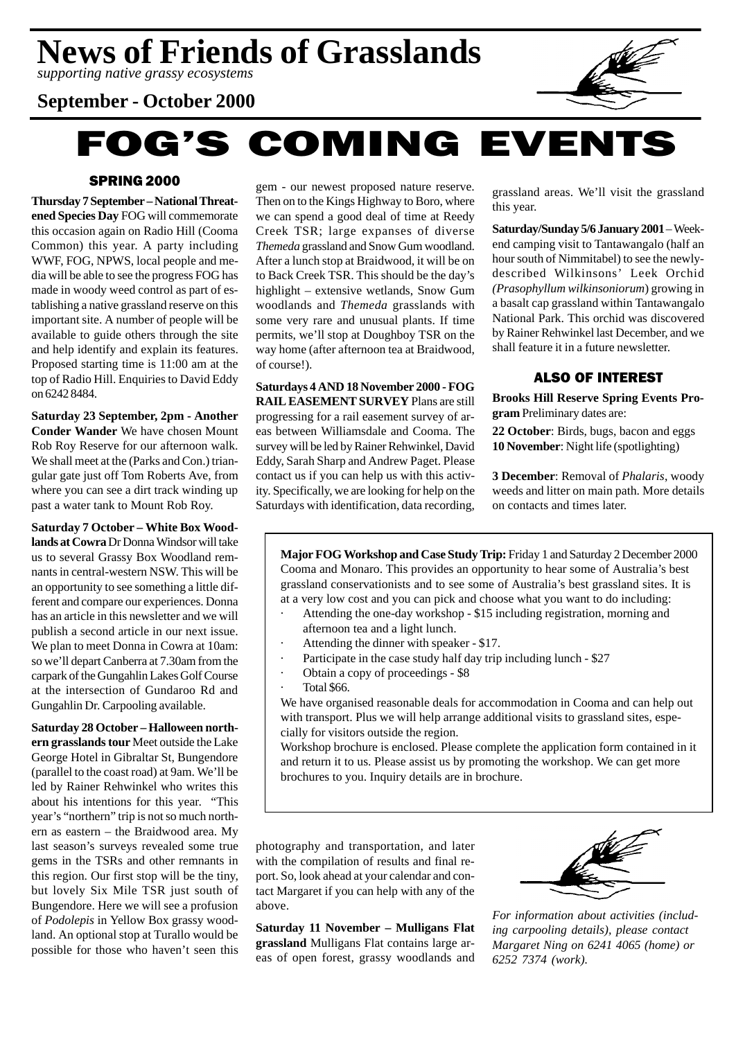# News of Friends of Grasslands

*supporting native grassy ecosystems*

**September - October 2000**

# FOG'S COMING EVENTS

## SPRING 2000

**Thursday 7 September – National Threatened Species Day** FOG will commemorate this occasion again on Radio Hill (Cooma Common) this year. A party including WWF, FOG, NPWS, local people and media will be able to see the progress FOG has made in woody weed control as part of establishing a native grassland reserve on this important site. A number of people will be available to guide others through the site and help identify and explain its features. Proposed starting time is 11:00 am at the top of Radio Hill. Enquiries to David Eddy on 6242 8484.

**Saturday 23 September, 2pm - Another Conder Wander** We have chosen Mount Rob Roy Reserve for our afternoon walk. We shall meet at the (Parks and Con.) triangular gate just off Tom Roberts Ave, from where you can see a dirt track winding up past a water tank to Mount Rob Roy.

**Saturday 7 October – White Box Woodlands at Cowra** Dr Donna Windsor will take us to several Grassy Box Woodland remnants in central-western NSW. This will be an opportunity to see something a little different and compare our experiences. Donna has an article in this newsletter and we will publish a second article in our next issue. We plan to meet Donna in Cowra at 10am: so we'll depart Canberra at 7.30am from the carpark of the Gungahlin Lakes Golf Course at the intersection of Gundaroo Rd and Gungahlin Dr. Carpooling available.

**Saturday 28 October – Halloween northern grasslands tour** Meet outside the Lake George Hotel in Gibraltar St, Bungendore (parallel to the coast road) at 9am. We'll be led by Rainer Rehwinkel who writes this about his intentions for this year. "This year's "northern" trip is not so much northern as eastern – the Braidwood area. My last season's surveys revealed some true gems in the TSRs and other remnants in this region. Our first stop will be the tiny, but lovely Six Mile TSR just south of Bungendore. Here we will see a profusion of *Podolepis* in Yellow Box grassy woodland. An optional stop at Turallo would be possible for those who haven't seen this gem - our newest proposed nature reserve. Then on to the Kings Highway to Boro, where we can spend a good deal of time at Reedy Creek TSR; large expanses of diverse *Themeda* grassland and Snow Gum woodland. After a lunch stop at Braidwood, it will be on to Back Creek TSR. This should be the day's highlight – extensive wetlands, Snow Gum woodlands and *Themeda* grasslands with some very rare and unusual plants. If time permits, we'll stop at Doughboy TSR on the way home (after afternoon tea at Braidwood, of course!).

**Saturdays 4 AND 18 November 2000 - FOG RAIL EASEMENT SURVEY** Plans are still progressing for a rail easement survey of areas between Williamsdale and Cooma. The survey will be led by Rainer Rehwinkel, David Eddy, Sarah Sharp and Andrew Paget. Please contact us if you can help us with this activity. Specifically, we are looking for help on the Saturdays with identification, data recording, photography and transportation, and later with the compilation of results and final report. So, look ahead at your calendar and contact Margaret if you can help with any of the above.

**Saturday 11 November – Mulligans Flat grassland** Mulligans Flat contains large areas of open forest, grassy woodlands and grassland areas. We'll visit the grassland this year.

**Saturday/Sunday 5/6 January 2001** – Weekend camping visit to Tantawangalo (half an hour south of Nimmitabel) to see the newly-described Wilkinsons' Leek Orchid (*Prasophyllum wilkinsoniorum*) growing in a basalt cap grassland within Tantawangalo National Park. This orchid was discovered by Rainer Rehwinkel last December, and we shall feature it in a future newsletter.

## ALSO OF INTEREST

**Brooks Hill Reserve Spring Events Program** Preliminary dates are:

**22 October**: Birds, bugs, bacon and eggs
**10 November**: Night life (spotlighting)

**3 December**: Removal of *Phalaris*, woody weeds and litter on main path. More details on contacts and times later.

**Major FOG Workshop and Case Study Trip:** Friday 1 and Saturday 2 December 2000 Cooma and Monaro. This provides an opportunity to hear some of Australia's best grassland conservationists and to see some of Australia's best grassland sites. It is at a very low cost and you can pick and choose what you want to do including:

- Attending the one-day workshop - $15 including registration, morning and afternoon tea and a light lunch.
- Attending the dinner with speaker - $17.
- Participate in the case study half day trip including lunch - $27
- Obtain a copy of proceedings - $8
- Total $66.

We have organised reasonable deals for accommodation in Cooma and can help out with transport. Plus we will help arrange additional visits to grassland sites, especially for visitors outside the region.

Workshop brochure is enclosed. Please complete the application form contained in it and return it to us. Please assist us by promoting the workshop. We can get more brochures to you. Inquiry details are in brochure.

*For information about activities (including carpooling details), please contact Margaret Ning on 6241 4065 (home) or 6252 7374 (work).*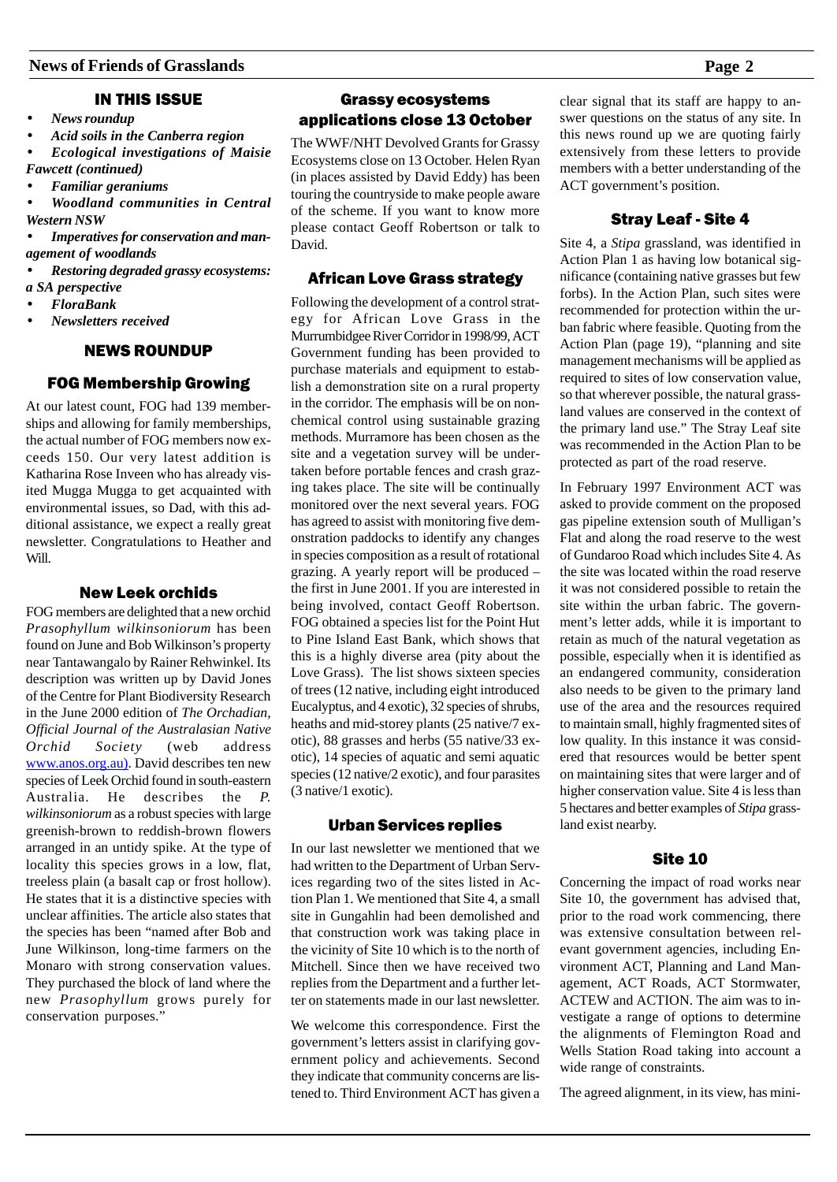## IN THIS ISSUE

- *News roundup*
- *Acid soils in the Canberra region*
- *Ecological investigations of Maisie Fawcett (continued)*
- *Familiar geraniums*
- *Woodland communities in Central Western NSW*
- *Imperatives for conservation and management of woodlands*
- *Restoring degraded grassy ecosystems: a SA perspective*
- *FloraBank*
- *Newsletters received*

## NEWS ROUNDUP

### FOG Membership Growing

At our latest count, FOG had 139 memberships and allowing for family memberships, the actual number of FOG members now exceeds 150. Our very latest addition is Katharina Rose Inveen who has already visited Mugga Mugga to get acquainted with environmental issues, so Dad, with this additional assistance, we expect a really great newsletter. Congratulations to Heather and Will.

### New Leek orchids

FOG members are delighted that a new orchid *Prasophyllum wilkinsoniorum* has been found on June and Bob Wilkinson's property near Tantawangalo by Rainer Rehwinkel. Its description was written up by David Jones of the Centre for Plant Biodiversity Research in the June 2000 edition of *The Orchadian, Official Journal of the Australasian Native Orchid Society* (web address www.anos.org.au). David describes ten new species of Leek Orchid found in south-eastern Australia. He describes the *P. wilkinsoniorum* as a robust species with large greenish-brown to reddish-brown flowers arranged in an untidy spike. At the type of locality this species grows in a low, flat, treeless plain (a basalt cap or frost hollow). He states that it is a distinctive species with unclear affinities. The article also states that the species has been "named after Bob and June Wilkinson, long-time farmers on the Monaro with strong conservation values. They purchased the block of land where the new *Prasophyllum* grows purely for conservation purposes."

### Grassy ecosystems applications close 13 October

The WWF/NHT Devolved Grants for Grassy Ecosystems close on 13 October. Helen Ryan (in places assisted by David Eddy) has been touring the countryside to make people aware of the scheme. If you want to know more please contact Geoff Robertson or talk to David.

### African Love Grass strategy

Following the development of a control strategy for African Love Grass in the Murrumbidgee River Corridor in 1998/99, ACT Government funding has been provided to purchase materials and equipment to establish a demonstration site on a rural property in the corridor. The emphasis will be on non-chemical control using sustainable grazing methods. Murramore has been chosen as the site and a vegetation survey will be undertaken before portable fences and crash grazing takes place. The site will be continually monitored over the next several years. FOG has agreed to assist with monitoring five demonstration paddocks to identify any changes in species composition as a result of rotational grazing. A yearly report will be produced – the first in June 2001. If you are interested in being involved, contact Geoff Robertson. FOG obtained a species list for the Point Hut to Pine Island East Bank, which shows that this is a highly diverse area (pity about the Love Grass). The list shows sixteen species of trees (12 native, including eight introduced Eucalyptus, and 4 exotic), 32 species of shrubs, heaths and mid-storey plants (25 native/7 exotic), 88 grasses and herbs (55 native/33 exotic), 14 species of aquatic and semi aquatic species (12 native/2 exotic), and four parasites (3 native/1 exotic).

### Urban Services replies

In our last newsletter we mentioned that we had written to the Department of Urban Services regarding two of the sites listed in Action Plan 1. We mentioned that Site 4, a small site in Gungahlin had been demolished and that construction work was taking place in the vicinity of Site 10 which is to the north of Mitchell. Since then we have received two replies from the Department and a further letter on statements made in our last newsletter.

We welcome this correspondence. First the government's letters assist in clarifying government policy and achievements. Second they indicate that community concerns are listened to. Third Environment ACT has given a clear signal that its staff are happy to answer questions on the status of any site. In this news round up we are quoting fairly extensively from these letters to provide members with a better understanding of the ACT government's position.

### Stray Leaf - Site 4

Site 4, a *Stipa* grassland, was identified in Action Plan 1 as having low botanical significance (containing native grasses but few forbs). In the Action Plan, such sites were recommended for protection within the urban fabric where feasible. Quoting from the Action Plan (page 19), "planning and site management mechanisms will be applied as required to sites of low conservation value, so that wherever possible, the natural grassland values are conserved in the context of the primary land use." The Stray Leaf site was recommended in the Action Plan to be protected as part of the road reserve.

In February 1997 Environment ACT was asked to provide comment on the proposed gas pipeline extension south of Mulligan's Flat and along the road reserve to the west of Gundaroo Road which includes Site 4. As the site was located within the road reserve it was not considered possible to retain the site within the urban fabric. The government's letter adds, while it is important to retain as much of the natural vegetation as possible, especially when it is identified as an endangered community, consideration also needs to be given to the primary land use of the area and the resources required to maintain small, highly fragmented sites of low quality. In this instance it was considered that resources would be better spent on maintaining sites that were larger and of higher conservation value. Site 4 is less than 5 hectares and better examples of *Stipa* grassland exist nearby.

### Site 10

Concerning the impact of road works near Site 10, the government has advised that, prior to the road work commencing, there was extensive consultation between relevant government agencies, including Environment ACT, Planning and Land Management, ACT Roads, ACT Stormwater, ACTEW and ACTION. The aim was to investigate a range of options to determine the alignments of Flemington Road and Wells Station Road taking into account a wide range of constraints.

The agreed alignment, in its view, has mini-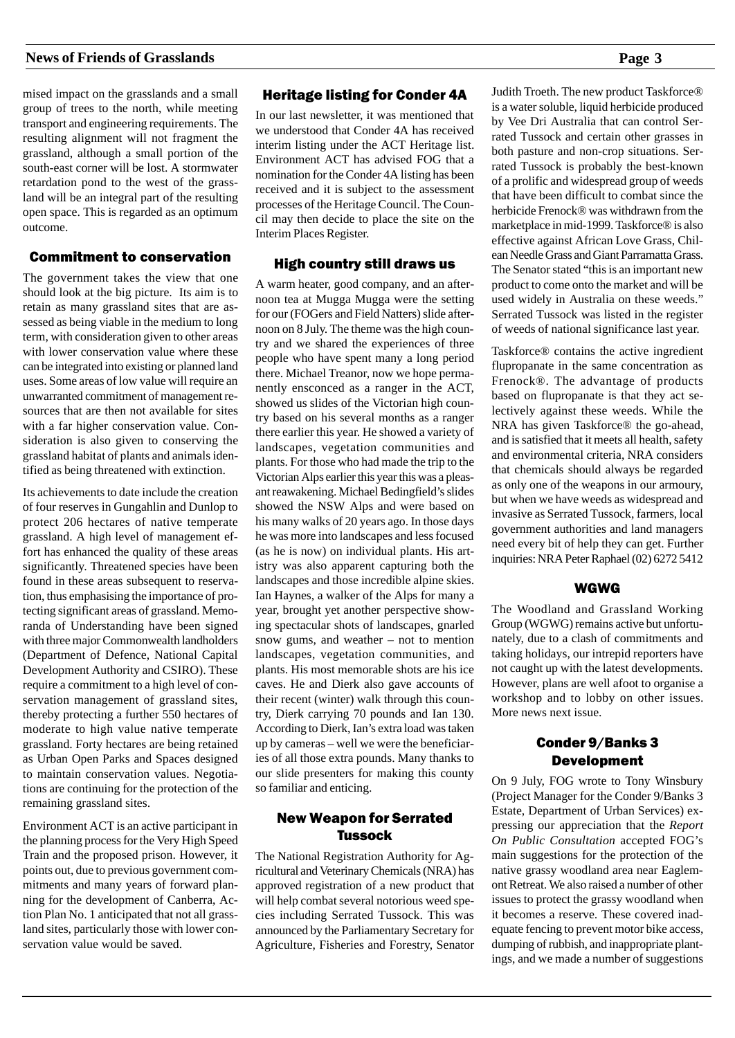mised impact on the grasslands and a small group of trees to the north, while meeting transport and engineering requirements. The resulting alignment will not fragment the grassland, although a small portion of the south-east corner will be lost. A stormwater retardation pond to the west of the grassland will be an integral part of the resulting open space. This is regarded as an optimum outcome.

## Commitment to conservation

The government takes the view that one should look at the big picture. Its aim is to retain as many grassland sites that are assessed as being viable in the medium to long term, with consideration given to other areas with lower conservation value where these can be integrated into existing or planned land uses. Some areas of low value will require an unwarranted commitment of management resources that are then not available for sites with a far higher conservation value. Consideration is also given to conserving the grassland habitat of plants and animals identified as being threatened with extinction.

Its achievements to date include the creation of four reserves in Gungahlin and Dunlop to protect 206 hectares of native temperate grassland. A high level of management effort has enhanced the quality of these areas significantly. Threatened species have been found in these areas subsequent to reservation, thus emphasising the importance of protecting significant areas of grassland. Memoranda of Understanding have been signed with three major Commonwealth landholders (Department of Defence, National Capital Development Authority and CSIRO). These require a commitment to a high level of conservation management of grassland sites, thereby protecting a further 550 hectares of moderate to high value native temperate grassland. Forty hectares are being retained as Urban Open Parks and Spaces designed to maintain conservation values. Negotiations are continuing for the protection of the remaining grassland sites.

Environment ACT is an active participant in the planning process for the Very High Speed Train and the proposed prison. However, it points out, due to previous government commitments and many years of forward planning for the development of Canberra, Action Plan No. 1 anticipated that not all grassland sites, particularly those with lower conservation value would be saved.

## Heritage listing for Conder 4A

In our last newsletter, it was mentioned that we understood that Conder 4A has received interim listing under the ACT Heritage list. Environment ACT has advised FOG that a nomination for the Conder 4A listing has been received and it is subject to the assessment processes of the Heritage Council. The Council may then decide to place the site on the Interim Places Register.

## High country still draws us

A warm heater, good company, and an afternoon tea at Mugga Mugga were the setting for our (FOGers and Field Natters) slide afternoon on 8 July. The theme was the high country and we shared the experiences of three people who have spent many a long period there. Michael Treanor, now we hope permanently ensconced as a ranger in the ACT, showed us slides of the Victorian high country based on his several months as a ranger there earlier this year. He showed a variety of landscapes, vegetation communities and plants. For those who had made the trip to the Victorian Alps earlier this year this was a pleasant reawakening. Michael Bedingfield's slides showed the NSW Alps and were based on his many walks of 20 years ago. In those days he was more into landscapes and less focused (as he is now) on individual plants. His artistry was also apparent capturing both the landscapes and those incredible alpine skies. Ian Haynes, a walker of the Alps for many a year, brought yet another perspective showing spectacular shots of landscapes, gnarled snow gums, and weather – not to mention landscapes, vegetation communities, and plants. His most memorable shots are his ice caves. He and Dierk also gave accounts of their recent (winter) walk through this country, Dierk carrying 70 pounds and Ian 130. According to Dierk, Ian's extra load was taken up by cameras – well we were the beneficiaries of all those extra pounds. Many thanks to our slide presenters for making this county so familiar and enticing.

## New Weapon for Serrated Tussock

The National Registration Authority for Agricultural and Veterinary Chemicals (NRA) has approved registration of a new product that will help combat several notorious weed species including Serrated Tussock. This was announced by the Parliamentary Secretary for Agriculture, Fisheries and Forestry, Senator Judith Troeth. The new product Taskforce® is a water soluble, liquid herbicide produced by Vee Dri Australia that can control Serrated Tussock and certain other grasses in both pasture and non-crop situations. Serrated Tussock is probably the best-known of a prolific and widespread group of weeds that have been difficult to combat since the herbicide Frenock® was withdrawn from the marketplace in mid-1999. Taskforce® is also effective against African Love Grass, Chilean Needle Grass and Giant Parramatta Grass. The Senator stated "this is an important new product to come onto the market and will be used widely in Australia on these weeds." Serrated Tussock was listed in the register of weeds of national significance last year.

Taskforce® contains the active ingredient flupropanate in the same concentration as Frenock®. The advantage of products based on flupropanate is that they act selectively against these weeds. While the NRA has given Taskforce® the go-ahead, and is satisfied that it meets all health, safety and environmental criteria, NRA considers that chemicals should always be regarded as only one of the weapons in our armoury, but when we have weeds as widespread and invasive as Serrated Tussock, farmers, local government authorities and land managers need every bit of help they can get. Further inquiries: NRA Peter Raphael (02) 6272 5412

## WGWG

The Woodland and Grassland Working Group (WGWG) remains active but unfortunately, due to a clash of commitments and taking holidays, our intrepid reporters have not caught up with the latest developments. However, plans are well afoot to organise a workshop and to lobby on other issues. More news next issue.

## Conder 9/Banks 3 Development

On 9 July, FOG wrote to Tony Winsbury (Project Manager for the Conder 9/Banks 3 Estate, Department of Urban Services) expressing our appreciation that the *Report On Public Consultation* accepted FOG's main suggestions for the protection of the native grassy woodland area near Eaglemont Retreat. We also raised a number of other issues to protect the grassy woodland when it becomes a reserve. These covered inadequate fencing to prevent motor bike access, dumping of rubbish, and inappropriate plantings, and we made a number of suggestions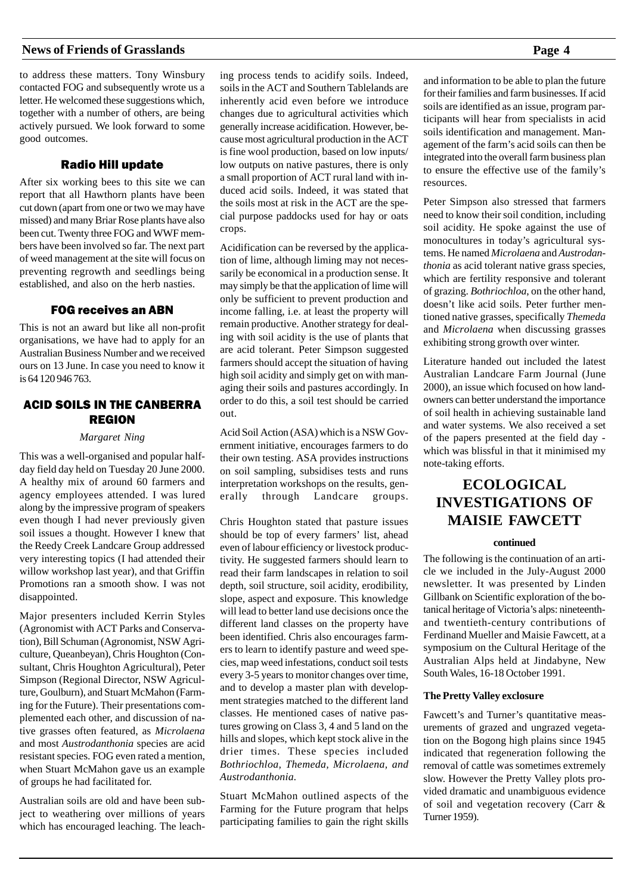to address these matters. Tony Winsbury contacted FOG and subsequently wrote us a letter. He welcomed these suggestions which, together with a number of others, are being actively pursued. We look forward to some good outcomes.

### Radio Hill update

After six working bees to this site we can report that all Hawthorn plants have been cut down (apart from one or two we may have missed) and many Briar Rose plants have also been cut. Twenty three FOG and WWF members have been involved so far. The next part of weed management at the site will focus on preventing regrowth and seedlings being established, and also on the herb nasties.

### FOG receives an ABN

This is not an award but like all non-profit organisations, we have had to apply for an Australian Business Number and we received ours on 13 June. In case you need to know it is 64 120 946 763.

## ACID SOILS IN THE CANBERRA REGION

*Margaret Ning*

This was a well-organised and popular half-day field day held on Tuesday 20 June 2000. A healthy mix of around 60 farmers and agency employees attended. I was lured along by the impressive program of speakers even though I had never previously given soil issues a thought. However I knew that the Reedy Creek Landcare Group addressed very interesting topics (I had attended their willow workshop last year), and that Griffin Promotions ran a smooth show. I was not disappointed.

Major presenters included Kerrin Styles (Agronomist with ACT Parks and Conservation), Bill Schuman (Agronomist, NSW Agriculture, Queanbeyan), Chris Houghton (Consultant, Chris Houghton Agricultural), Peter Simpson (Regional Director, NSW Agriculture, Goulburn), and Stuart McMahon (Farming for the Future). Their presentations complemented each other, and discussion of native grasses often featured, as *Microlaena* and most *Austrodanthonia* species are acid resistant species. FOG even rated a mention, when Stuart McMahon gave us an example of groups he had facilitated for.

Australian soils are old and have been subject to weathering over millions of years which has encouraged leaching. The leaching process tends to acidify soils. Indeed, soils in the ACT and Southern Tablelands are inherently acid even before we introduce changes due to agricultural activities which generally increase acidification. However, because most agricultural production in the ACT is fine wool production, based on low inputs/ low outputs on native pastures, there is only a small proportion of ACT rural land with induced acid soils. Indeed, it was stated that the soils most at risk in the ACT are the special purpose paddocks used for hay or oats crops.

Acidification can be reversed by the application of lime, although liming may not necessarily be economical in a production sense. It may simply be that the application of lime will only be sufficient to prevent production and income falling, i.e. at least the property will remain productive. Another strategy for dealing with soil acidity is the use of plants that are acid tolerant. Peter Simpson suggested farmers should accept the situation of having high soil acidity and simply get on with managing their soils and pastures accordingly. In order to do this, a soil test should be carried out.

Acid Soil Action (ASA) which is a NSW Government initiative, encourages farmers to do their own testing. ASA provides instructions on soil sampling, subsidises tests and runs interpretation workshops on the results, generally through Landcare groups.

Chris Houghton stated that pasture issues should be top of every farmers' list, ahead even of labour efficiency or livestock productivity. He suggested farmers should learn to read their farm landscapes in relation to soil depth, soil structure, soil acidity, erodibility, slope, aspect and exposure. This knowledge will lead to better land use decisions once the different land classes on the property have been identified. Chris also encourages farmers to learn to identify pasture and weed species, map weed infestations, conduct soil tests every 3-5 years to monitor changes over time, and to develop a master plan with development strategies matched to the different land classes. He mentioned cases of native pastures growing on Class 3, 4 and 5 land on the hills and slopes, which kept stock alive in the drier times. These species included *Bothriochloa, Themeda, Microlaena, and Austrodanthonia.*

Stuart McMahon outlined aspects of the Farming for the Future program that helps participating families to gain the right skills and information to be able to plan the future for their families and farm businesses. If acid soils are identified as an issue, program participants will hear from specialists in acid soils identification and management. Management of the farm's acid soils can then be integrated into the overall farm business plan to ensure the effective use of the family's resources.

Peter Simpson also stressed that farmers need to know their soil condition, including soil acidity. He spoke against the use of monocultures in today's agricultural systems. He named *Microlaena* and *Austrodanthonia* as acid tolerant native grass species, which are fertility responsive and tolerant of grazing. *Bothriochloa*, on the other hand, doesn't like acid soils. Peter further mentioned native grasses, specifically *Themeda* and *Microlaena* when discussing grasses exhibiting strong growth over winter.

Literature handed out included the latest Australian Landcare Farm Journal (June 2000), an issue which focused on how landowners can better understand the importance of soil health in achieving sustainable land and water systems. We also received a set of the papers presented at the field day - which was blissful in that it minimised my note-taking efforts.

## ECOLOGICAL INVESTIGATIONS OF MAISIE FAWCETT

**continued**

The following is the continuation of an article we included in the July-August 2000 newsletter. It was presented by Linden Gillbank on Scientific exploration of the botanical heritage of Victoria's alps: nineteenth- and twentieth-century contributions of Ferdinand Mueller and Maisie Fawcett, at a symposium on the Cultural Heritage of the Australian Alps held at Jindabyne, New South Wales, 16-18 October 1991.

**The Pretty Valley exclosure**

Fawcett's and Turner's quantitative measurements of grazed and ungrazed vegetation on the Bogong high plains since 1945 indicated that regeneration following the removal of cattle was sometimes extremely slow. However the Pretty Valley plots provided dramatic and unambiguous evidence of soil and vegetation recovery (Carr & Turner 1959).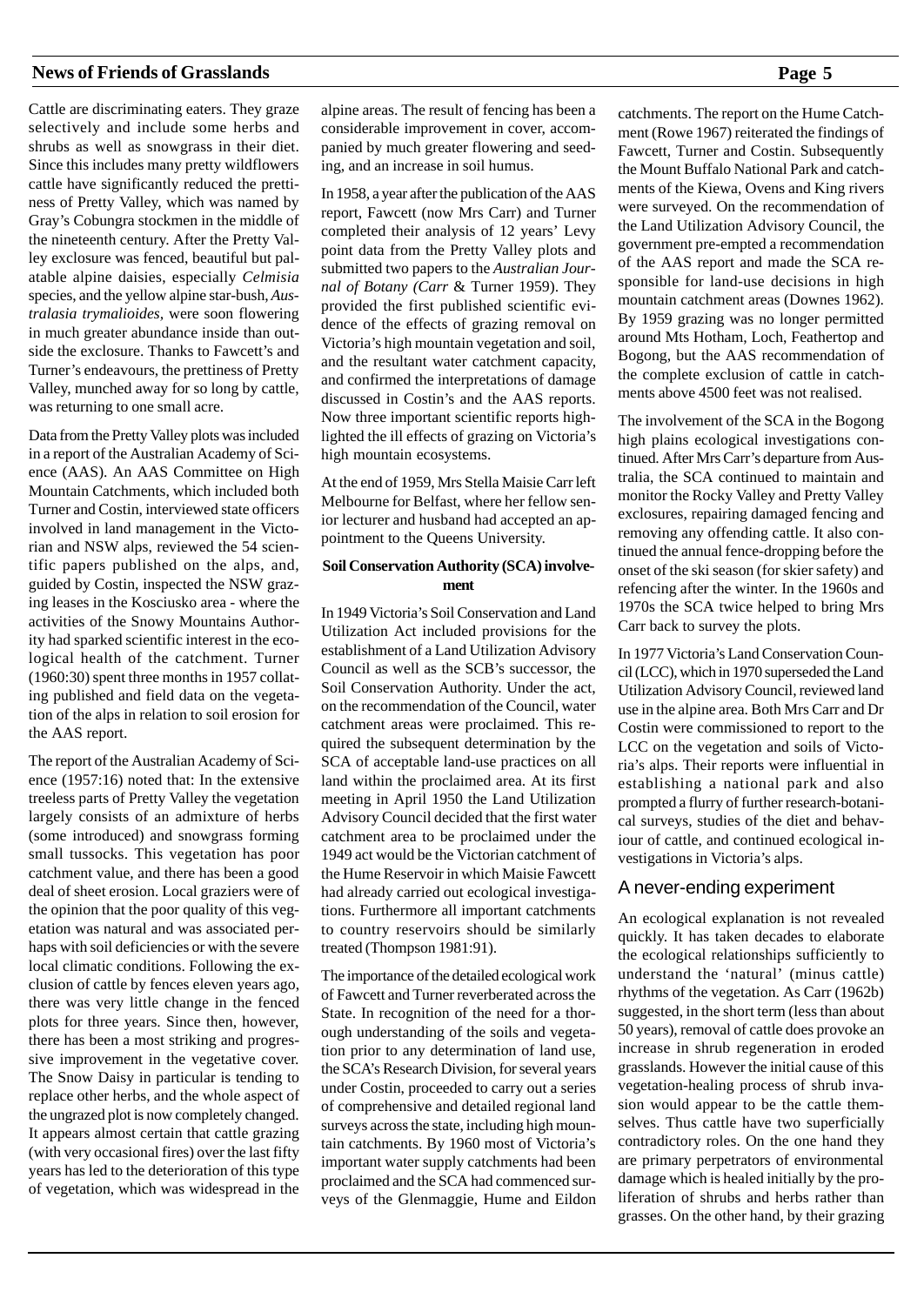Cattle are discriminating eaters. They graze selectively and include some herbs and shrubs as well as snowgrass in their diet. Since this includes many pretty wildflowers cattle have significantly reduced the prettiness of Pretty Valley, which was named by Gray's Cobungra stockmen in the middle of the nineteenth century. After the Pretty Valley exclosure was fenced, beautiful but palatable alpine daisies, especially *Celmisia* species, and the yellow alpine star-bush, *Australasia trymalioides,* were soon flowering in much greater abundance inside than outside the exclosure. Thanks to Fawcett's and Turner's endeavours, the prettiness of Pretty Valley, munched away for so long by cattle, was returning to one small acre.

Data from the Pretty Valley plots was included in a report of the Australian Academy of Science (AAS). An AAS Committee on High Mountain Catchments, which included both Turner and Costin, interviewed state officers involved in land management in the Victorian and NSW alps, reviewed the 54 scientific papers published on the alps, and, guided by Costin, inspected the NSW grazing leases in the Kosciusko area - where the activities of the Snowy Mountains Authority had sparked scientific interest in the ecological health of the catchment. Turner (1960:30) spent three months in 1957 collating published and field data on the vegetation of the alps in relation to soil erosion for the AAS report.

The report of the Australian Academy of Science (1957:16) noted that: In the extensive treeless parts of Pretty Valley the vegetation largely consists of an admixture of herbs (some introduced) and snowgrass forming small tussocks. This vegetation has poor catchment value, and there has been a good deal of sheet erosion. Local graziers were of the opinion that the poor quality of this vegetation was natural and was associated perhaps with soil deficiencies or with the severe local climatic conditions. Following the exclusion of cattle by fences eleven years ago, there was very little change in the fenced plots for three years. Since then, however, there has been a most striking and progressive improvement in the vegetative cover. The Snow Daisy in particular is tending to replace other herbs, and the whole aspect of the ungrazed plot is now completely changed. It appears almost certain that cattle grazing (with very occasional fires) over the last fifty years has led to the deterioration of this type of vegetation, which was widespread in the alpine areas. The result of fencing has been a considerable improvement in cover, accompanied by much greater flowering and seeding, and an increase in soil humus.

In 1958, a year after the publication of the AAS report, Fawcett (now Mrs Carr) and Turner completed their analysis of 12 years' Levy point data from the Pretty Valley plots and submitted two papers to the *Australian Journal of Botany (Carr* & Turner 1959). They provided the first published scientific evidence of the effects of grazing removal on Victoria's high mountain vegetation and soil, and the resultant water catchment capacity, and confirmed the interpretations of damage discussed in Costin's and the AAS reports. Now three important scientific reports highlighted the ill effects of grazing on Victoria's high mountain ecosystems.

At the end of 1959, Mrs Stella Maisie Carr left Melbourne for Belfast, where her fellow senior lecturer and husband had accepted an appointment to the Queens University.

#### Soil Conservation Authority (SCA) involvement

In 1949 Victoria's Soil Conservation and Land Utilization Act included provisions for the establishment of a Land Utilization Advisory Council as well as the SCB's successor, the Soil Conservation Authority. Under the act, on the recommendation of the Council, water catchment areas were proclaimed. This required the subsequent determination by the SCA of acceptable land-use practices on all land within the proclaimed area. At its first meeting in April 1950 the Land Utilization Advisory Council decided that the first water catchment area to be proclaimed under the 1949 act would be the Victorian catchment of the Hume Reservoir in which Maisie Fawcett had already carried out ecological investigations. Furthermore all important catchments to country reservoirs should be similarly treated (Thompson 1981:91).

The importance of the detailed ecological work of Fawcett and Turner reverberated across the State. In recognition of the need for a thorough understanding of the soils and vegetation prior to any determination of land use, the SCA's Research Division, for several years under Costin, proceeded to carry out a series of comprehensive and detailed regional land surveys across the state, including high mountain catchments. By 1960 most of Victoria's important water supply catchments had been proclaimed and the SCA had commenced surveys of the Glenmaggie, Hume and Eildon catchments. The report on the Hume Catchment (Rowe 1967) reiterated the findings of Fawcett, Turner and Costin. Subsequently the Mount Buffalo National Park and catchments of the Kiewa, Ovens and King rivers were surveyed. On the recommendation of the Land Utilization Advisory Council, the government pre-empted a recommendation of the AAS report and made the SCA responsible for land-use decisions in high mountain catchment areas (Downes 1962). By 1959 grazing was no longer permitted around Mts Hotham, Loch, Feathertop and Bogong, but the AAS recommendation of the complete exclusion of cattle in catchments above 4500 feet was not realised.

The involvement of the SCA in the Bogong high plains ecological investigations continued. After Mrs Carr's departure from Australia, the SCA continued to maintain and monitor the Rocky Valley and Pretty Valley exclosures, repairing damaged fencing and removing any offending cattle. It also continued the annual fence-dropping before the onset of the ski season (for skier safety) and refencing after the winter. In the 1960s and 1970s the SCA twice helped to bring Mrs Carr back to survey the plots.

In 1977 Victoria's Land Conservation Council (LCC), which in 1970 superseded the Land Utilization Advisory Council, reviewed land use in the alpine area. Both Mrs Carr and Dr Costin were commissioned to report to the LCC on the vegetation and soils of Victoria's alps. Their reports were influential in establishing a national park and also prompted a flurry of further research-botanical surveys, studies of the diet and behaviour of cattle, and continued ecological investigations in Victoria's alps.

### A never-ending experiment

An ecological explanation is not revealed quickly. It has taken decades to elaborate the ecological relationships sufficiently to understand the 'natural' (minus cattle) rhythms of the vegetation. As Carr (1962b) suggested, in the short term (less than about 50 years), removal of cattle does provoke an increase in shrub regeneration in eroded grasslands. However the initial cause of this vegetation-healing process of shrub invasion would appear to be the cattle themselves. Thus cattle have two superficially contradictory roles. On the one hand they are primary perpetrators of environmental damage which is healed initially by the proliferation of shrubs and herbs rather than grasses. On the other hand, by their grazing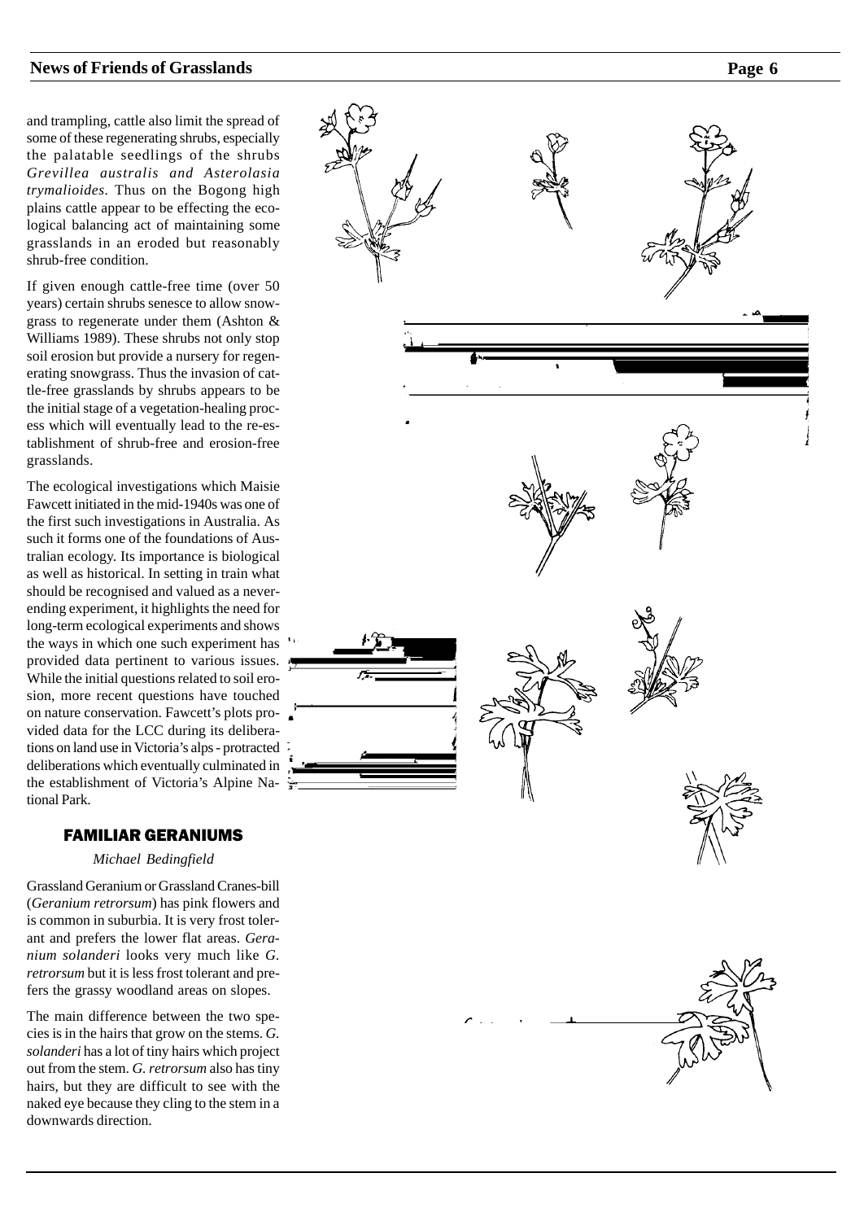and trampling, cattle also limit the spread of some of these regenerating shrubs, especially the palatable seedlings of the shrubs *Grevillea australis and Asterolasia trymalioides.* Thus on the Bogong high plains cattle appear to be effecting the ecological balancing act of maintaining some grasslands in an eroded but reasonably shrub-free condition.

If given enough cattle-free time (over 50 years) certain shrubs senesce to allow snowgrass to regenerate under them (Ashton & Williams 1989). These shrubs not only stop soil erosion but provide a nursery for regenerating snowgrass. Thus the invasion of cattle-free grasslands by shrubs appears to be the initial stage of a vegetation-healing process which will eventually lead to the re-establishment of shrub-free and erosion-free grasslands.

The ecological investigations which Maisie Fawcett initiated in the mid-1940s was one of the first such investigations in Australia. As such it forms one of the foundations of Australian ecology. Its importance is biological as well as historical. In setting in train what should be recognised and valued as a never-ending experiment, it highlights the need for long-term ecological experiments and shows the ways in which one such experiment has provided data pertinent to various issues. While the initial questions related to soil erosion, more recent questions have touched on nature conservation. Fawcett's plots provided data for the LCC during its deliberations on land use in Victoria's alps - protracted deliberations which eventually culminated in the establishment of Victoria's Alpine National Park.

## FAMILIAR GERANIUMS

*Michael Bedingfield*

Grassland Geranium or Grassland Cranes-bill (*Geranium retrorsum*) has pink flowers and is common in suburbia. It is very frost tolerant and prefers the lower flat areas. *Geranium solanderi* looks very much like *G. retrorsum* but it is less frost tolerant and prefers the grassy woodland areas on slopes.

The main difference between the two species is in the hairs that grow on the stems. *G. solanderi* has a lot of tiny hairs which project out from the stem. *G. retrorsum* also has tiny hairs, but they are difficult to see with the naked eye because they cling to the stem in a downwards direction.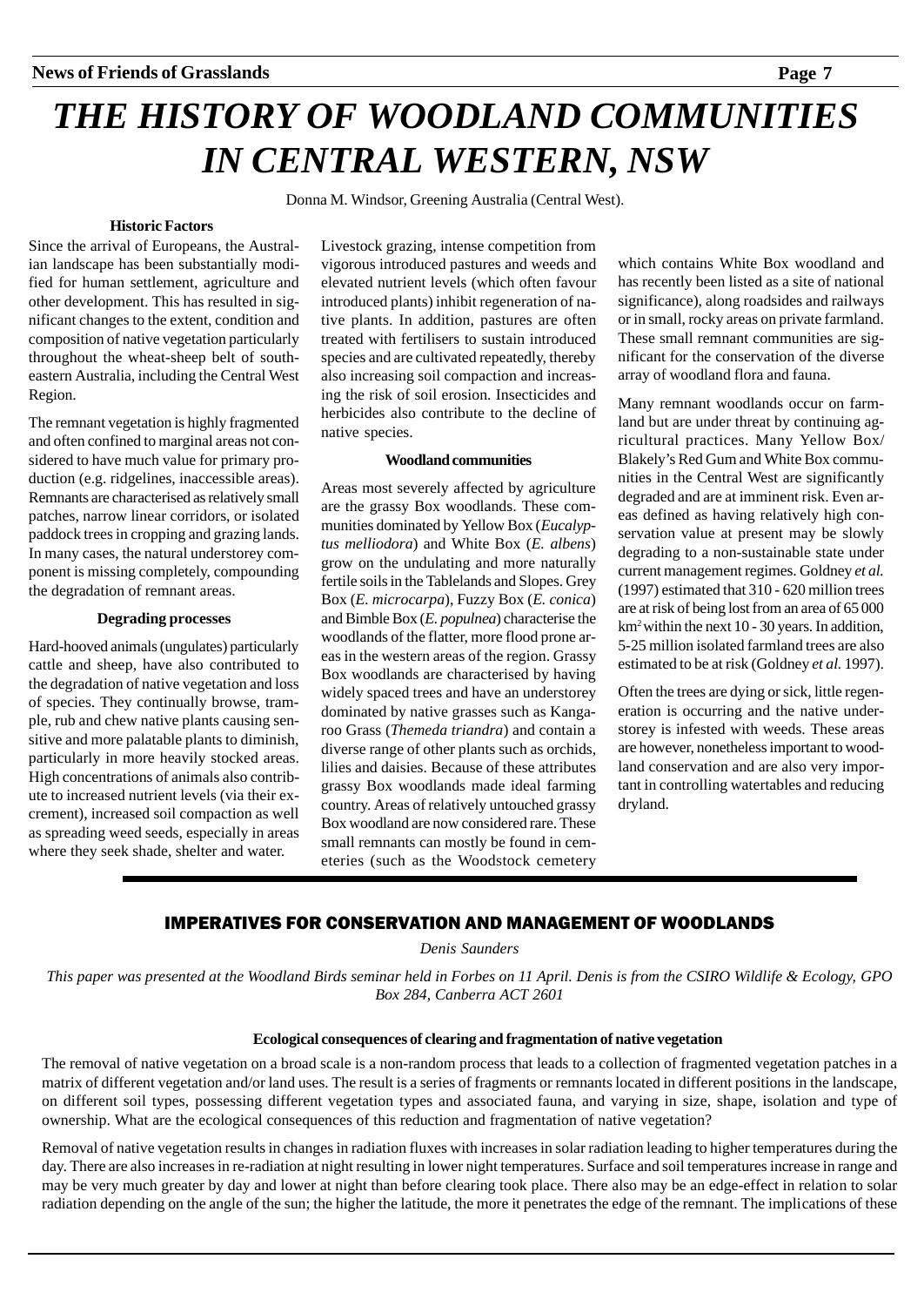# THE HISTORY OF WOODLAND COMMUNITIES IN CENTRAL WESTERN, NSW

Donna M. Windsor, Greening Australia (Central West).

### Historic Factors

Since the arrival of Europeans, the Australian landscape has been substantially modified for human settlement, agriculture and other development. This has resulted in significant changes to the extent, condition and composition of native vegetation particularly throughout the wheat-sheep belt of south-eastern Australia, including the Central West Region.

The remnant vegetation is highly fragmented and often confined to marginal areas not considered to have much value for primary production (e.g. ridgelines, inaccessible areas). Remnants are characterised as relatively small patches, narrow linear corridors, or isolated paddock trees in cropping and grazing lands. In many cases, the natural understorey component is missing completely, compounding the degradation of remnant areas.

### Degrading processes

Hard-hooved animals (ungulates) particularly cattle and sheep, have also contributed to the degradation of native vegetation and loss of species. They continually browse, trample, rub and chew native plants causing sensitive and more palatable plants to diminish, particularly in more heavily stocked areas. High concentrations of animals also contribute to increased nutrient levels (via their excrement), increased soil compaction as well as spreading weed seeds, especially in areas where they seek shade, shelter and water.

Livestock grazing, intense competition from vigorous introduced pastures and weeds and elevated nutrient levels (which often favour introduced plants) inhibit regeneration of native plants. In addition, pastures are often treated with fertilisers to sustain introduced species and are cultivated repeatedly, thereby also increasing soil compaction and increasing the risk of soil erosion. Insecticides and herbicides also contribute to the decline of native species.

### Woodland communities

Areas most severely affected by agriculture are the grassy Box woodlands. These communities dominated by Yellow Box (*Eucalyptus melliodora*) and White Box (*E. albens*) grow on the undulating and more naturally fertile soils in the Tablelands and Slopes. Grey Box (*E. microcarpa*), Fuzzy Box (*E. conica*) and Bimble Box (*E. populnea*) characterise the woodlands of the flatter, more flood prone areas in the western areas of the region. Grassy Box woodlands are characterised by having widely spaced trees and have an understorey dominated by native grasses such as Kangaroo Grass (*Themeda triandra*) and contain a diverse range of other plants such as orchids, lilies and daisies. Because of these attributes grassy Box woodlands made ideal farming country. Areas of relatively untouched grassy Box woodland are now considered rare. These small remnants can mostly be found in cemeteries (such as the Woodstock cemetery which contains White Box woodland and has recently been listed as a site of national significance), along roadsides and railways or in small, rocky areas on private farmland. These small remnant communities are significant for the conservation of the diverse array of woodland flora and fauna.

Many remnant woodlands occur on farmland but are under threat by continuing agricultural practices. Many Yellow Box/ Blakely's Red Gum and White Box communities in the Central West are significantly degraded and are at imminent risk. Even areas defined as having relatively high conservation value at present may be slowly degrading to a non-sustainable state under current management regimes. Goldney *et al.* (1997) estimated that 310 - 620 million trees are at risk of being lost from an area of 65 000 $km^2$ within the next 10 - 30 years. In addition, 5-25 million isolated farmland trees are also estimated to be at risk (Goldney *et al.* 1997).

Often the trees are dying or sick, little regeneration is occurring and the native understorey is infested with weeds. These areas are however, nonetheless important to woodland conservation and are also very important in controlling watertables and reducing dryland.

## IMPERATIVES FOR CONSERVATION AND MANAGEMENT OF WOODLANDS

*Denis Saunders*

*This paper was presented at the Woodland Birds seminar held in Forbes on 11 April. Denis is from the CSIRO Wildlife & Ecology, GPO Box 284, Canberra ACT 2601*

### Ecological consequences of clearing and fragmentation of native vegetation

The removal of native vegetation on a broad scale is a non-random process that leads to a collection of fragmented vegetation patches in a matrix of different vegetation and/or land uses. The result is a series of fragments or remnants located in different positions in the landscape, on different soil types, possessing different vegetation types and associated fauna, and varying in size, shape, isolation and type of ownership. What are the ecological consequences of this reduction and fragmentation of native vegetation?

Removal of native vegetation results in changes in radiation fluxes with increases in solar radiation leading to higher temperatures during the day. There are also increases in re-radiation at night resulting in lower night temperatures. Surface and soil temperatures increase in range and may be very much greater by day and lower at night than before clearing took place. There also may be an edge-effect in relation to solar radiation depending on the angle of the sun; the higher the latitude, the more it penetrates the edge of the remnant. The implications of these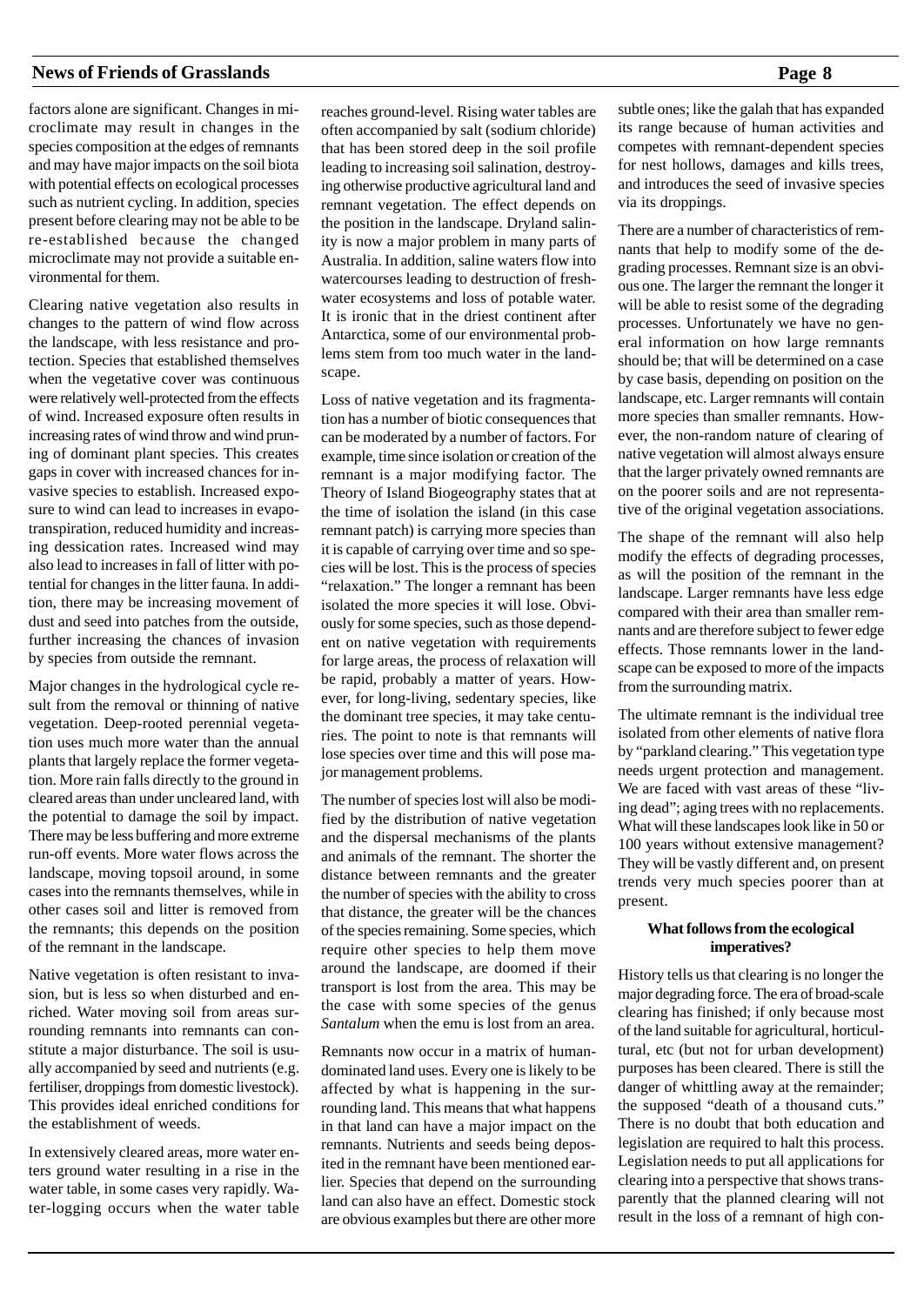factors alone are significant. Changes in microclimate may result in changes in the species composition at the edges of remnants and may have major impacts on the soil biota with potential effects on ecological processes such as nutrient cycling. In addition, species present before clearing may not be able to be re-established because the changed microclimate may not provide a suitable environmental for them.

Clearing native vegetation also results in changes to the pattern of wind flow across the landscape, with less resistance and protection. Species that established themselves when the vegetative cover was continuous were relatively well-protected from the effects of wind. Increased exposure often results in increasing rates of wind throw and wind pruning of dominant plant species. This creates gaps in cover with increased chances for invasive species to establish. Increased exposure to wind can lead to increases in evapotranspiration, reduced humidity and increasing dessication rates. Increased wind may also lead to increases in fall of litter with potential for changes in the litter fauna. In addition, there may be increasing movement of dust and seed into patches from the outside, further increasing the chances of invasion by species from outside the remnant.

Major changes in the hydrological cycle result from the removal or thinning of native vegetation. Deep-rooted perennial vegetation uses much more water than the annual plants that largely replace the former vegetation. More rain falls directly to the ground in cleared areas than under uncleared land, with the potential to damage the soil by impact. There may be less buffering and more extreme run-off events. More water flows across the landscape, moving topsoil around, in some cases into the remnants themselves, while in other cases soil and litter is removed from the remnants; this depends on the position of the remnant in the landscape.

Native vegetation is often resistant to invasion, but is less so when disturbed and enriched. Water moving soil from areas surrounding remnants into remnants can constitute a major disturbance. The soil is usually accompanied by seed and nutrients (e.g. fertiliser, droppings from domestic livestock). This provides ideal enriched conditions for the establishment of weeds.

In extensively cleared areas, more water enters ground water resulting in a rise in the water table, in some cases very rapidly. Water-logging occurs when the water table reaches ground-level. Rising water tables are often accompanied by salt (sodium chloride) that has been stored deep in the soil profile leading to increasing soil salination, destroying otherwise productive agricultural land and remnant vegetation. The effect depends on the position in the landscape. Dryland salinity is now a major problem in many parts of Australia. In addition, saline waters flow into watercourses leading to destruction of freshwater ecosystems and loss of potable water. It is ironic that in the driest continent after Antarctica, some of our environmental problems stem from too much water in the landscape.

Loss of native vegetation and its fragmentation has a number of biotic consequences that can be moderated by a number of factors. For example, time since isolation or creation of the remnant is a major modifying factor. The Theory of Island Biogeography states that at the time of isolation the island (in this case remnant patch) is carrying more species than it is capable of carrying over time and so species will be lost. This is the process of species "relaxation." The longer a remnant has been isolated the more species it will lose. Obviously for some species, such as those dependent on native vegetation with requirements for large areas, the process of relaxation will be rapid, probably a matter of years. However, for long-living, sedentary species, like the dominant tree species, it may take centuries. The point to note is that remnants will lose species over time and this will pose major management problems.

The number of species lost will also be modified by the distribution of native vegetation and the dispersal mechanisms of the plants and animals of the remnant. The shorter the distance between remnants and the greater the number of species with the ability to cross that distance, the greater will be the chances of the species remaining. Some species, which require other species to help them move around the landscape, are doomed if their transport is lost from the area. This may be the case with some species of the genus *Santalum* when the emu is lost from an area.

Remnants now occur in a matrix of human-dominated land uses. Every one is likely to be affected by what is happening in the surrounding land. This means that what happens in that land can have a major impact on the remnants. Nutrients and seeds being deposited in the remnant have been mentioned earlier. Species that depend on the surrounding land can also have an effect. Domestic stock are obvious examples but there are other more subtle ones; like the galah that has expanded its range because of human activities and competes with remnant-dependent species for nest hollows, damages and kills trees, and introduces the seed of invasive species via its droppings.

There are a number of characteristics of remnants that help to modify some of the degrading processes. Remnant size is an obvious one. The larger the remnant the longer it will be able to resist some of the degrading processes. Unfortunately we have no general information on how large remnants should be; that will be determined on a case by case basis, depending on position on the landscape, etc. Larger remnants will contain more species than smaller remnants. However, the non-random nature of clearing of native vegetation will almost always ensure that the larger privately owned remnants are on the poorer soils and are not representative of the original vegetation associations.

The shape of the remnant will also help modify the effects of degrading processes, as will the position of the remnant in the landscape. Larger remnants have less edge compared with their area than smaller remnants and are therefore subject to fewer edge effects. Those remnants lower in the landscape can be exposed to more of the impacts from the surrounding matrix.

The ultimate remnant is the individual tree isolated from other elements of native flora by "parkland clearing." This vegetation type needs urgent protection and management. We are faced with vast areas of these "living dead"; aging trees with no replacements. What will these landscapes look like in 50 or 100 years without extensive management? They will be vastly different and, on present trends very much species poorer than at present.

**What follows from the ecological imperatives?**

History tells us that clearing is no longer the major degrading force. The era of broad-scale clearing has finished; if only because most of the land suitable for agricultural, horticultural, etc (but not for urban development) purposes has been cleared. There is still the danger of whittling away at the remainder; the supposed "death of a thousand cuts." There is no doubt that both education and legislation are required to halt this process. Legislation needs to put all applications for clearing into a perspective that shows transparently that the planned clearing will not result in the loss of a remnant of high con-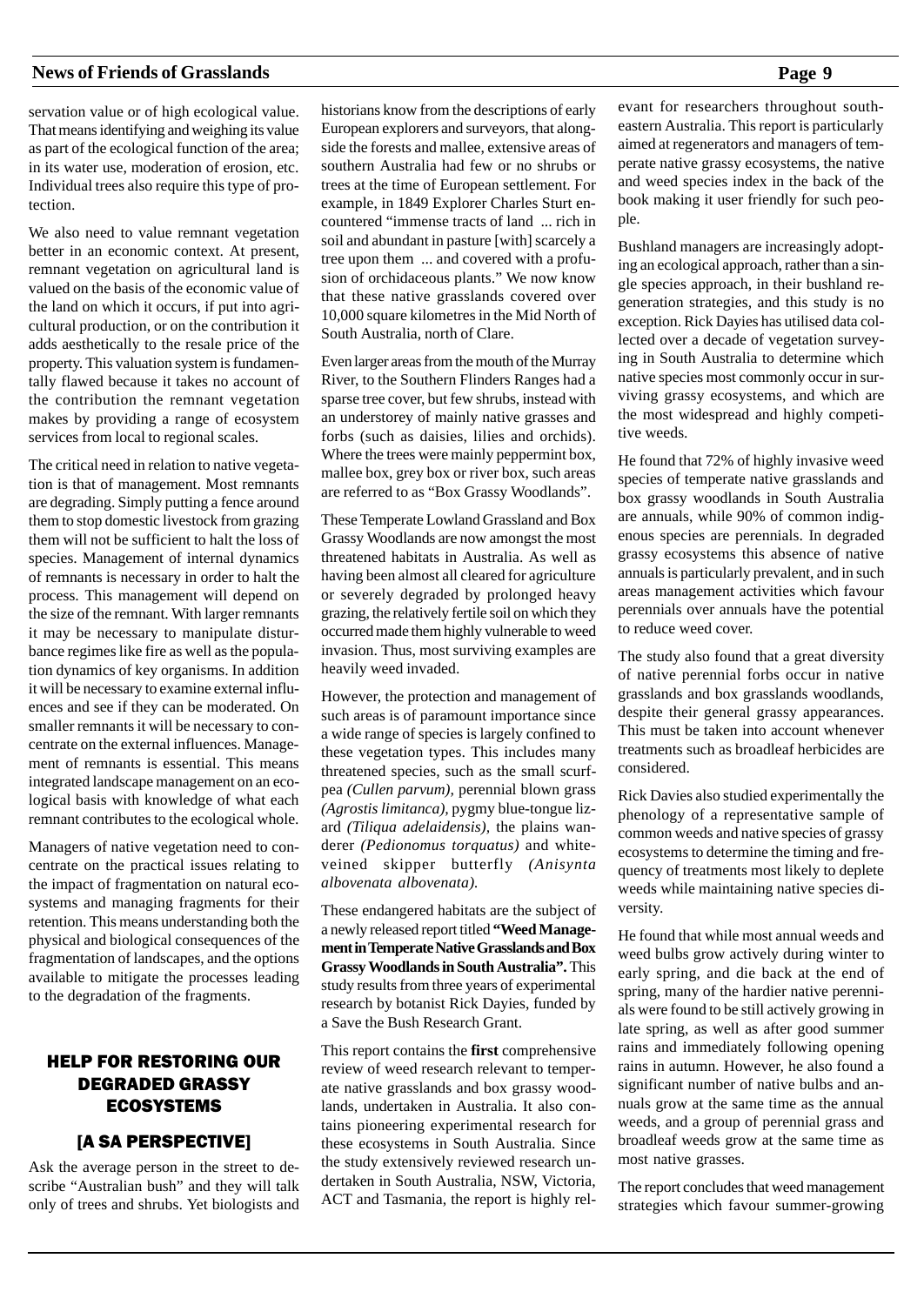servation value or of high ecological value. That means identifying and weighing its value as part of the ecological function of the area; in its water use, moderation of erosion, etc. Individual trees also require this type of protection.

We also need to value remnant vegetation better in an economic context. At present, remnant vegetation on agricultural land is valued on the basis of the economic value of the land on which it occurs, if put into agricultural production, or on the contribution it adds aesthetically to the resale price of the property. This valuation system is fundamentally flawed because it takes no account of the contribution the remnant vegetation makes by providing a range of ecosystem services from local to regional scales.

The critical need in relation to native vegetation is that of management. Most remnants are degrading. Simply putting a fence around them to stop domestic livestock from grazing them will not be sufficient to halt the loss of species. Management of internal dynamics of remnants is necessary in order to halt the process. This management will depend on the size of the remnant. With larger remnants it may be necessary to manipulate disturbance regimes like fire as well as the population dynamics of key organisms. In addition it will be necessary to examine external influences and see if they can be moderated. On smaller remnants it will be necessary to concentrate on the external influences. Management of remnants is essential. This means integrated landscape management on an ecological basis with knowledge of what each remnant contributes to the ecological whole.

Managers of native vegetation need to concentrate on the practical issues relating to the impact of fragmentation on natural ecosystems and managing fragments for their retention. This means understanding both the physical and biological consequences of the fragmentation of landscapes, and the options available to mitigate the processes leading to the degradation of the fragments.

## HELP FOR RESTORING OUR DEGRADED GRASSY ECOSYSTEMS

## [A SA PERSPECTIVE]

Ask the average person in the street to describe "Australian bush" and they will talk only of trees and shrubs. Yet biologists and historians know from the descriptions of early European explorers and surveyors, that alongside the forests and mallee, extensive areas of southern Australia had few or no shrubs or trees at the time of European settlement. For example, in 1849 Explorer Charles Sturt encountered "immense tracts of land ... rich in soil and abundant in pasture [with] scarcely a tree upon them ... and covered with a profusion of orchidaceous plants." We now know that these native grasslands covered over 10,000 square kilometres in the Mid North of South Australia, north of Clare.

Even larger areas from the mouth of the Murray River, to the Southern Flinders Ranges had a sparse tree cover, but few shrubs, instead with an understorey of mainly native grasses and forbs (such as daisies, lilies and orchids). Where the trees were mainly peppermint box, mallee box, grey box or river box, such areas are referred to as "Box Grassy Woodlands".

These Temperate Lowland Grassland and Box Grassy Woodlands are now amongst the most threatened habitats in Australia. As well as having been almost all cleared for agriculture or severely degraded by prolonged heavy grazing, the relatively fertile soil on which they occurred made them highly vulnerable to weed invasion. Thus, most surviving examples are heavily weed invaded.

However, the protection and management of such areas is of paramount importance since a wide range of species is largely confined to these vegetation types. This includes many threatened species, such as the small scurf-pea *(Cullen parvum)*, perennial blown grass *(Agrostis limitanca)*, pygmy blue-tongue lizard *(Tiliqua adelaidensis)*, the plains wanderer *(Pedionomus torquatus)* and white-veined skipper butterfly *(Anisynta albovenata albovenata)*.

These endangered habitats are the subject of a newly released report titled **"Weed Management in Temperate Native Grasslands and Box Grassy Woodlands in South Australia".** This study results from three years of experimental research by botanist Rick Dayies, funded by a Save the Bush Research Grant.

This report contains the **first** comprehensive review of weed research relevant to temperate native grasslands and box grassy woodlands, undertaken in Australia. It also contains pioneering experimental research for these ecosystems in South Australia. Since the study extensively reviewed research undertaken in South Australia, NSW, Victoria, ACT and Tasmania, the report is highly relevant for researchers throughout south-eastern Australia. This report is particularly aimed at regenerators and managers of temperate native grassy ecosystems, the native and weed species index in the back of the book making it user friendly for such people.

Bushland managers are increasingly adopting an ecological approach, rather than a single species approach, in their bushland regeneration strategies, and this study is no exception. Rick Dayies has utilised data collected over a decade of vegetation surveying in South Australia to determine which native species most commonly occur in surviving grassy ecosystems, and which are the most widespread and highly competitive weeds.

He found that 72% of highly invasive weed species of temperate native grasslands and box grassy woodlands in South Australia are annuals, while 90% of common indigenous species are perennials. In degraded grassy ecosystems this absence of native annuals is particularly prevalent, and in such areas management activities which favour perennials over annuals have the potential to reduce weed cover.

The study also found that a great diversity of native perennial forbs occur in native grasslands and box grasslands woodlands, despite their general grassy appearances. This must be taken into account whenever treatments such as broadleaf herbicides are considered.

Rick Davies also studied experimentally the phenology of a representative sample of common weeds and native species of grassy ecosystems to determine the timing and frequency of treatments most likely to deplete weeds while maintaining native species diversity.

He found that while most annual weeds and weed bulbs grow actively during winter to early spring, and die back at the end of spring, many of the hardier native perennials were found to be still actively growing in late spring, as well as after good summer rains and immediately following opening rains in autumn. However, he also found a significant number of native bulbs and annuals grow at the same time as the annual weeds, and a group of perennial grass and broadleaf weeds grow at the same time as most native grasses.

The report concludes that weed management strategies which favour summer-growing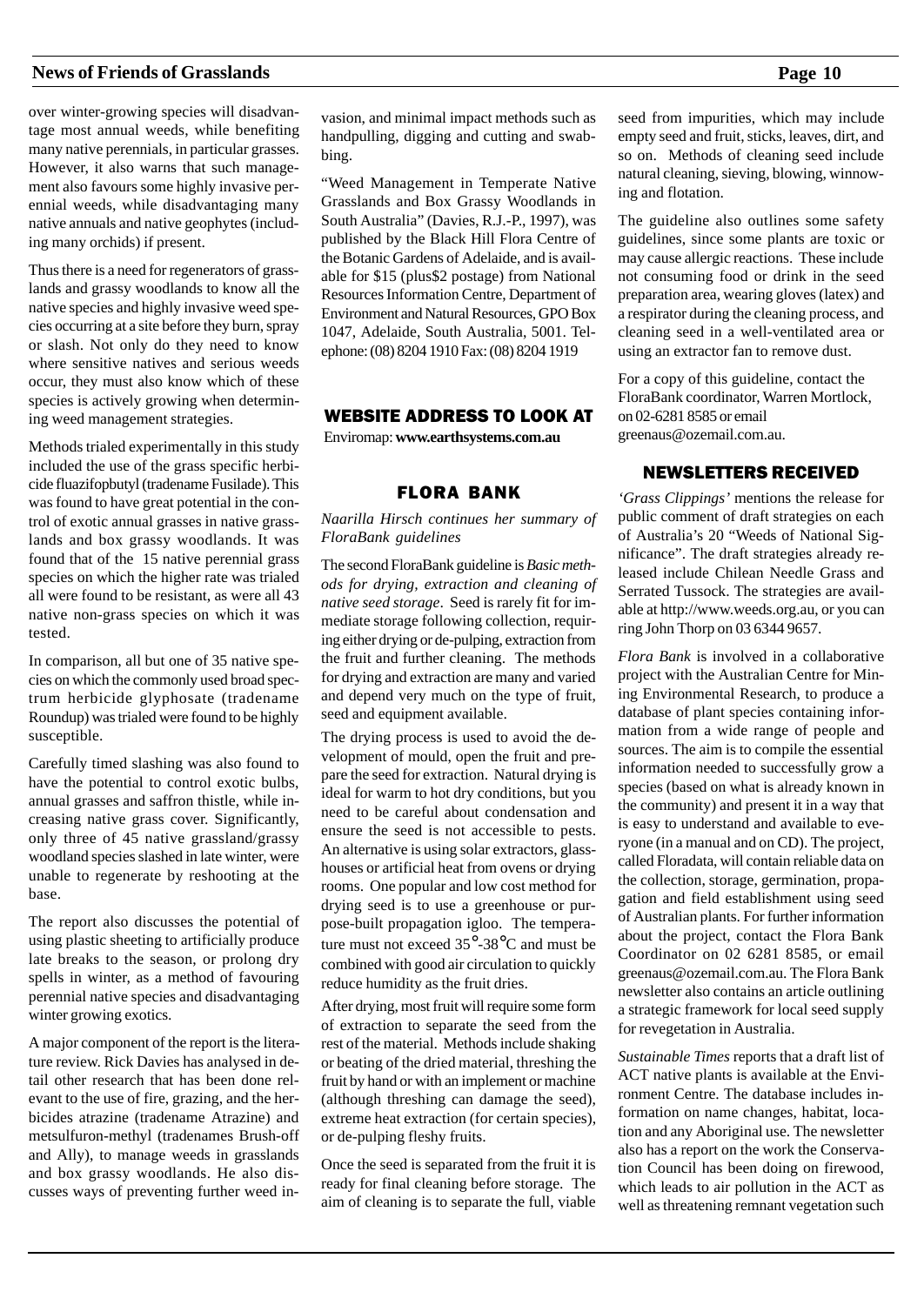over winter-growing species will disadvantage most annual weeds, while benefiting many native perennials, in particular grasses. However, it also warns that such management also favours some highly invasive perennial weeds, while disadvantaging many native annuals and native geophytes (including many orchids) if present.

Thus there is a need for regenerators of grasslands and grassy woodlands to know all the native species and highly invasive weed species occurring at a site before they burn, spray or slash. Not only do they need to know where sensitive natives and serious weeds occur, they must also know which of these species is actively growing when determining weed management strategies.

Methods trialed experimentally in this study included the use of the grass specific herbicide fluazifopbutyl (tradename Fusilade). This was found to have great potential in the control of exotic annual grasses in native grasslands and box grassy woodlands. It was found that of the 15 native perennial grass species on which the higher rate was trialed all were found to be resistant, as were all 43 native non-grass species on which it was tested.

In comparison, all but one of 35 native species on which the commonly used broad spectrum herbicide glyphosate (tradename Roundup) was trialed were found to be highly susceptible.

Carefully timed slashing was also found to have the potential to control exotic bulbs, annual grasses and saffron thistle, while increasing native grass cover. Significantly, only three of 45 native grassland/grassy woodland species slashed in late winter, were unable to regenerate by reshooting at the base.

The report also discusses the potential of using plastic sheeting to artificially produce late breaks to the season, or prolong dry spells in winter, as a method of favouring perennial native species and disadvantaging winter growing exotics.

A major component of the report is the literature review. Rick Davies has analysed in detail other research that has been done relevant to the use of fire, grazing, and the herbicides atrazine (tradename Atrazine) and metsulfuron-methyl (tradenames Brush-off and Ally), to manage weeds in grasslands and box grassy woodlands. He also discusses ways of preventing further weed invasion, and minimal impact methods such as handpulling, digging and cutting and swabbing.

"Weed Management in Temperate Native Grasslands and Box Grassy Woodlands in South Australia" (Davies, R.J.-P., 1997), was published by the Black Hill Flora Centre of the Botanic Gardens of Adelaide, and is available for $15 (plus$2 postage) from National Resources Information Centre, Department of Environment and Natural Resources, GPO Box 1047, Adelaide, South Australia, 5001. Telephone: (08) 8204 1910 Fax: (08) 8204 1919

## WEBSITE ADDRESS TO LOOK AT

Enviromap: **www.earthsystems.com.au**

## FLORA BANK

*Naarilla Hirsch continues her summary of FloraBank guidelines*

The second FloraBank guideline is *Basic methods for drying, extraction and cleaning of native seed storage*. Seed is rarely fit for immediate storage following collection, requiring either drying or de-pulping, extraction from the fruit and further cleaning. The methods for drying and extraction are many and varied and depend very much on the type of fruit, seed and equipment available.

The drying process is used to avoid the development of mould, open the fruit and prepare the seed for extraction. Natural drying is ideal for warm to hot dry conditions, but you need to be careful about condensation and ensure the seed is not accessible to pests. An alternative is using solar extractors, glasshouses or artificial heat from ovens or drying rooms. One popular and low cost method for drying seed is to use a greenhouse or purpose-built propagation igloo. The temperature must not exceed 35°-38°C and must be combined with good air circulation to quickly reduce humidity as the fruit dries.

After drying, most fruit will require some form of extraction to separate the seed from the rest of the material. Methods include shaking or beating of the dried material, threshing the fruit by hand or with an implement or machine (although threshing can damage the seed), extreme heat extraction (for certain species), or de-pulping fleshy fruits.

Once the seed is separated from the fruit it is ready for final cleaning before storage. The aim of cleaning is to separate the full, viable seed from impurities, which may include empty seed and fruit, sticks, leaves, dirt, and so on. Methods of cleaning seed include natural cleaning, sieving, blowing, winnowing and flotation.

The guideline also outlines some safety guidelines, since some plants are toxic or may cause allergic reactions. These include not consuming food or drink in the seed preparation area, wearing gloves (latex) and a respirator during the cleaning process, and cleaning seed in a well-ventilated area or using an extractor fan to remove dust.

For a copy of this guideline, contact the FloraBank coordinator, Warren Mortlock, on 02-6281 8585 or email greenaus@ozemail.com.au.

## NEWSLETTERS RECEIVED

*'Grass Clippings'* mentions the release for public comment of draft strategies on each of Australia's 20 "Weeds of National Significance". The draft strategies already released include Chilean Needle Grass and Serrated Tussock. The strategies are available at http://www.weeds.org.au, or you can ring John Thorp on 03 6344 9657.

*Flora Bank* is involved in a collaborative project with the Australian Centre for Mining Environmental Research, to produce a database of plant species containing information from a wide range of people and sources. The aim is to compile the essential information needed to successfully grow a species (based on what is already known in the community) and present it in a way that is easy to understand and available to everyone (in a manual and on CD). The project, called Floradata, will contain reliable data on the collection, storage, germination, propagation and field establishment using seed of Australian plants. For further information about the project, contact the Flora Bank Coordinator on 02 6281 8585, or email greenaus@ozemail.com.au. The Flora Bank newsletter also contains an article outlining a strategic framework for local seed supply for revegetation in Australia.

*Sustainable Times* reports that a draft list of ACT native plants is available at the Environment Centre. The database includes information on name changes, habitat, location and any Aboriginal use. The newsletter also has a report on the work the Conservation Council has been doing on firewood, which leads to air pollution in the ACT as well as threatening remnant vegetation such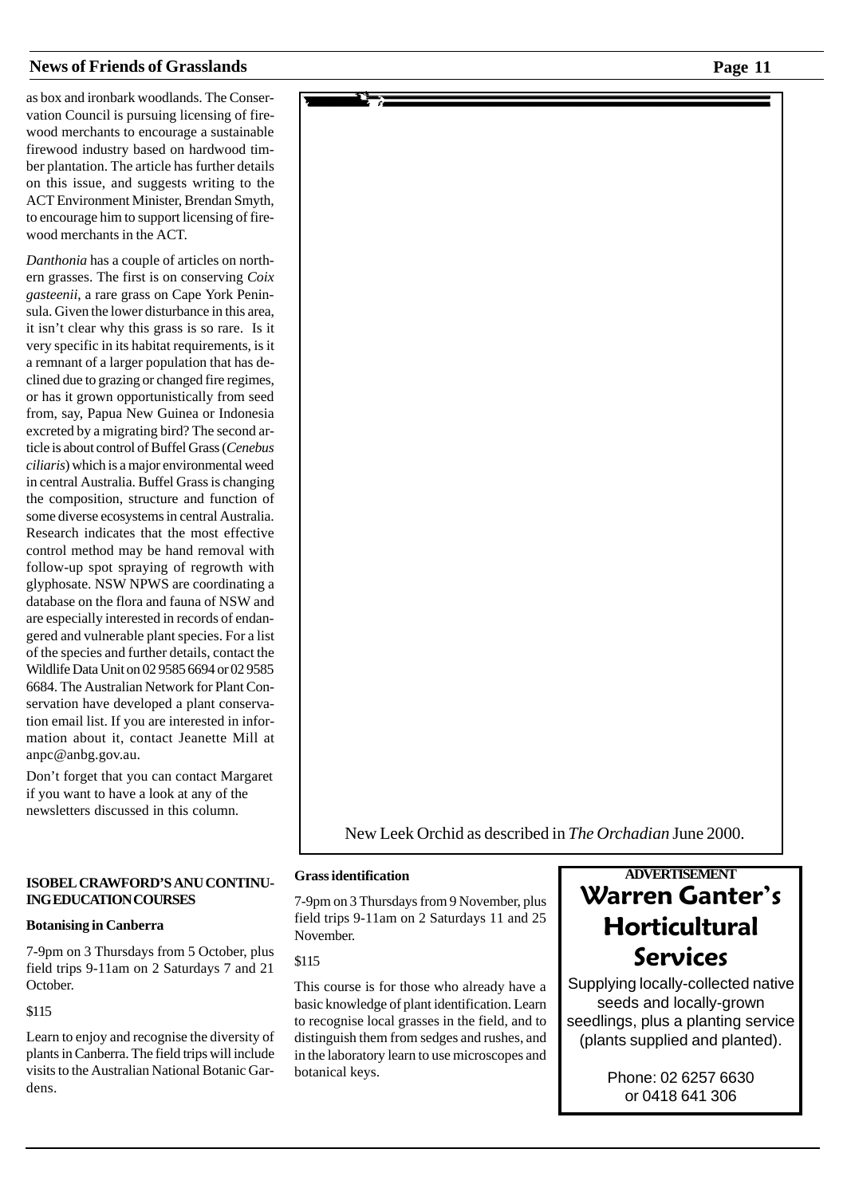as box and ironbark woodlands. The Conservation Council is pursuing licensing of firewood merchants to encourage a sustainable firewood industry based on hardwood timber plantation. The article has further details on this issue, and suggests writing to the ACT Environment Minister, Brendan Smyth, to encourage him to support licensing of firewood merchants in the ACT.

*Danthonia* has a couple of articles on northern grasses. The first is on conserving *Coix gasteenii*, a rare grass on Cape York Peninsula. Given the lower disturbance in this area, it isn't clear why this grass is so rare. Is it very specific in its habitat requirements, is it a remnant of a larger population that has declined due to grazing or changed fire regimes, or has it grown opportunistically from seed from, say, Papua New Guinea or Indonesia excreted by a migrating bird? The second article is about control of Buffel Grass (*Cenebus ciliaris*) which is a major environmental weed in central Australia. Buffel Grass is changing the composition, structure and function of some diverse ecosystems in central Australia. Research indicates that the most effective control method may be hand removal with follow-up spot spraying of regrowth with glyphosate. NSW NPWS are coordinating a database on the flora and fauna of NSW and are especially interested in records of endangered and vulnerable plant species. For a list of the species and further details, contact the Wildlife Data Unit on 02 9585 6694 or 02 9585 6684. The Australian Network for Plant Conservation have developed a plant conservation email list. If you are interested in information about it, contact Jeanette Mill at anpc@anbg.gov.au.

Don't forget that you can contact Margaret if you want to have a look at any of the newsletters discussed in this column.

New Leek Orchid as described in *The Orchadian* June 2000.

### ISOBEL CRAWFORD'S ANU CONTINUING EDUCATION COURSES

**Botanising in Canberra**

7-9pm on 3 Thursdays from 5 October, plus field trips 9-11am on 2 Saturdays 7 and 21 October.

$115

Learn to enjoy and recognise the diversity of plants in Canberra. The field trips will include visits to the Australian National Botanic Gardens.

**Grass identification**

7-9pm on 3 Thursdays from 9 November, plus field trips 9-11am on 2 Saturdays 11 and 25 November.

$115

This course is for those who already have a basic knowledge of plant identification. Learn to recognise local grasses in the field, and to distinguish them from sedges and rushes, and in the laboratory learn to use microscopes and botanical keys.

**ADVERTISEMENT**

## Warren Ganter's Horticultural Services

Supplying locally-collected native seeds and locally-grown seedlings, plus a planting service (plants supplied and planted).

Phone: 02 6257 6630
or 0418 641 306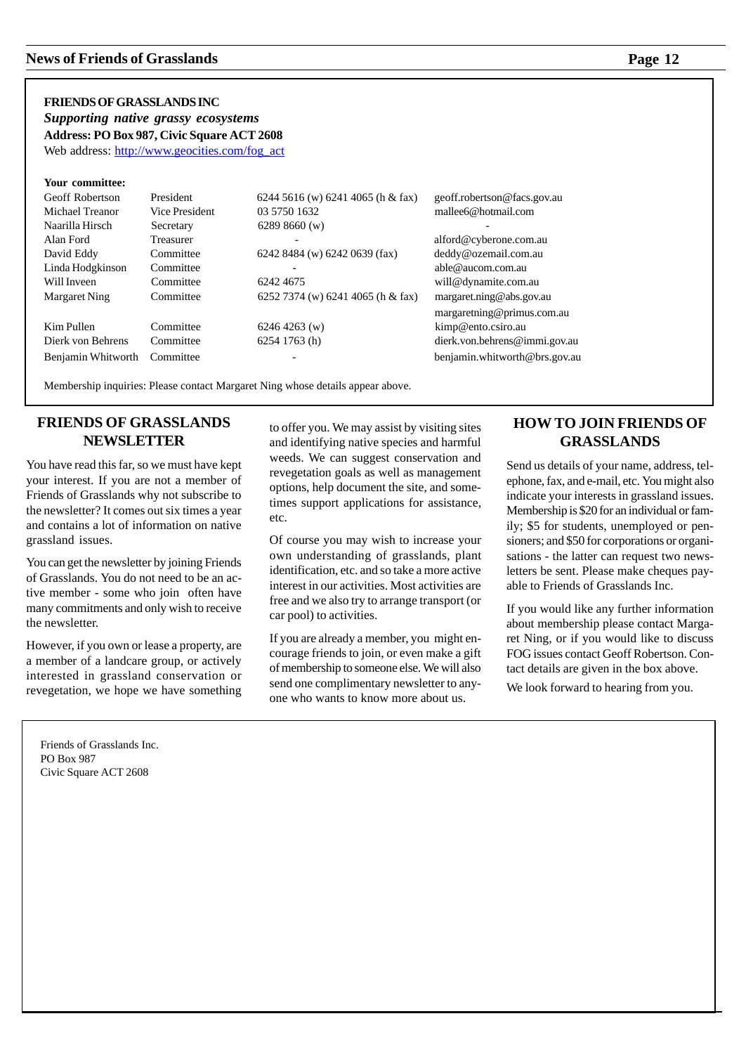**FRIENDS OF GRASSLANDS INC**

***Supporting native grassy ecosystems***

**Address: PO Box 987, Civic Square ACT 2608**

Web address: http://www.geocities.com/fog_act

**Your committee:**

| | | | |
|---|---|---|---|
| Geoff Robertson | President | 6244 5616 (w) 6241 4065 (h & fax) | geoff.robertson@facs.gov.au |
| Michael Treanor | Vice President | 03 5750 1632 | mallee6@hotmail.com |
| Naarilla Hirsch | Secretary | 6289 8660 (w) | - |
| Alan Ford | Treasurer | - | alford@cyberone.com.au |
| David Eddy | Committee | 6242 8484 (w) 6242 0639 (fax) | deddy@ozemail.com.au |
| Linda Hodgkinson | Committee | - | able@aucom.com.au |
| Will Inveen | Committee | 6242 4675 | will@dynamite.com.au |
| Margaret Ning | Committee | 6252 7374 (w) 6241 4065 (h & fax) | margaret.ning@abs.gov.au<br>margaretning@primus.com.au |
| Kim Pullen | Committee | 6246 4263 (w) | kimp@ento.csiro.au |
| Dierk von Behrens | Committee | 6254 1763 (h) | dierk.von.behrens@immi.gov.au |
| Benjamin Whitworth | Committee | - | benjamin.whitworth@brs.gov.au |

Membership inquiries: Please contact Margaret Ning whose details appear above.

## FRIENDS OF GRASSLANDS NEWSLETTER

You have read this far, so we must have kept your interest. If you are not a member of Friends of Grasslands why not subscribe to the newsletter? It comes out six times a year and contains a lot of information on native grassland issues.

You can get the newsletter by joining Friends of Grasslands. You do not need to be an active member - some who join often have many commitments and only wish to receive the newsletter.

However, if you own or lease a property, are a member of a landcare group, or actively interested in grassland conservation or revegetation, we hope we have something to offer you. We may assist by visiting sites and identifying native species and harmful weeds. We can suggest conservation and revegetation goals as well as management options, help document the site, and sometimes support applications for assistance, etc.

Of course you may wish to increase your own understanding of grasslands, plant identification, etc. and so take a more active interest in our activities. Most activities are free and we also try to arrange transport (or car pool) to activities.

If you are already a member, you might encourage friends to join, or even make a gift of membership to someone else. We will also send one complimentary newsletter to anyone who wants to know more about us.

## HOW TO JOIN FRIENDS OF GRASSLANDS

Send us details of your name, address, telephone, fax, and e-mail, etc. You might also indicate your interests in grassland issues. Membership is $20 for an individual or family; $5 for students, unemployed or pensioners; and $50 for corporations or organisations - the latter can request two newsletters be sent. Please make cheques payable to Friends of Grasslands Inc.

If you would like any further information about membership please contact Margaret Ning, or if you would like to discuss FOG issues contact Geoff Robertson. Contact details are given in the box above.

We look forward to hearing from you.

Friends of Grasslands Inc.
PO Box 987
Civic Square ACT 2608